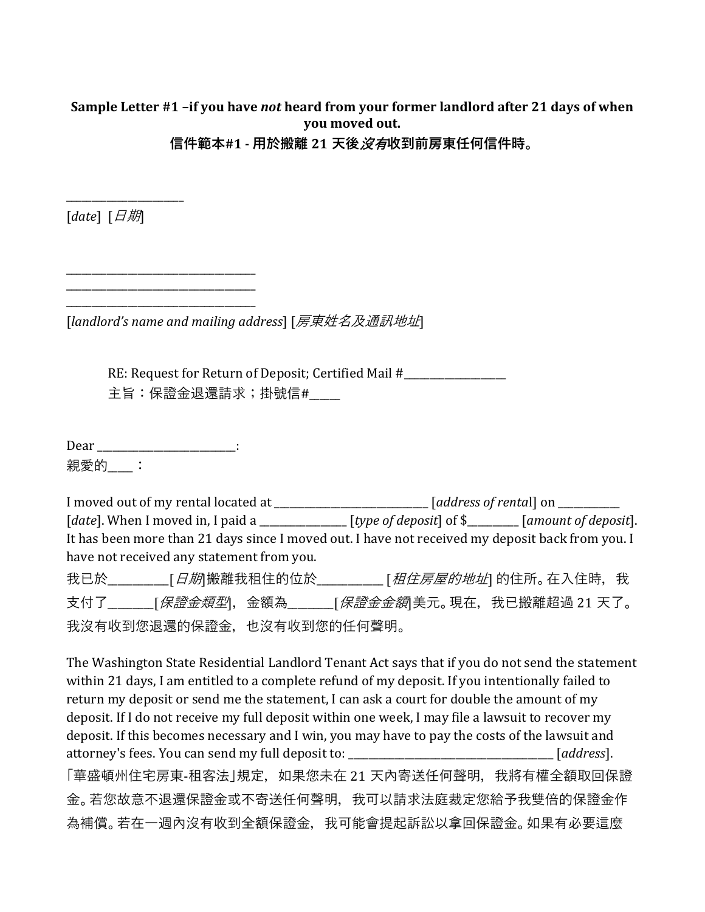**Sample Letter #1 –if you have *not* heard from your former landlord after 21 days of when you moved out.**

**信件範本#1 - 用於搬離 21 天後*沒有*收到前房東任何信件時。**

____________________
[*date*] [*日期*]

___________________________________
___________________________________
___________________________________
[*landlord's name and mailing address*] [*房東姓名及通訊地址*]

RE: Request for Return of Deposit; Certified Mail #___________________
主旨：保證金退還請求；掛號信#_____

Dear _________________________:
親愛的____：

I moved out of my rental located at _____________________________ [*address of rental*] on ___________ [*date*]. When I moved in, I paid a _______________ [*type of deposit*] of $_________ [*amount of deposit*]. It has been more than 21 days since I moved out. I have not received my deposit back from you. I have not received any statement from you.

我已於__________[*日期*]搬離我租住的位於___________ [*租住房屋的地址*] 的住所。在入住時，我支付了_______[*保證金類型*]，金額為_______[*保證金金額*]美元。現在，我已搬離超過 21 天了。我沒有收到您退還的保證金，也沒有收到您的任何聲明。

The Washington State Residential Landlord Tenant Act says that if you do not send the statement within 21 days, I am entitled to a complete refund of my deposit. If you intentionally failed to return my deposit or send me the statement, I can ask a court for double the amount of my deposit. If I do not receive my full deposit within one week, I may file a lawsuit to recover my deposit. If this becomes necessary and I win, you may have to pay the costs of the lawsuit and attorney's fees. You can send my full deposit to: ______________________________________ [*address*].

「華盛頓州住宅房東-租客法」規定，如果您未在 21 天內寄送任何聲明，我將有權全額取回保證金。若您故意不退還保證金或不寄送任何聲明，我可以請求法庭裁定您給予我雙倍的保證金作為補償。若在一週內沒有收到全額保證金，我可能會提起訴訟以拿回保證金。如果有必要這麼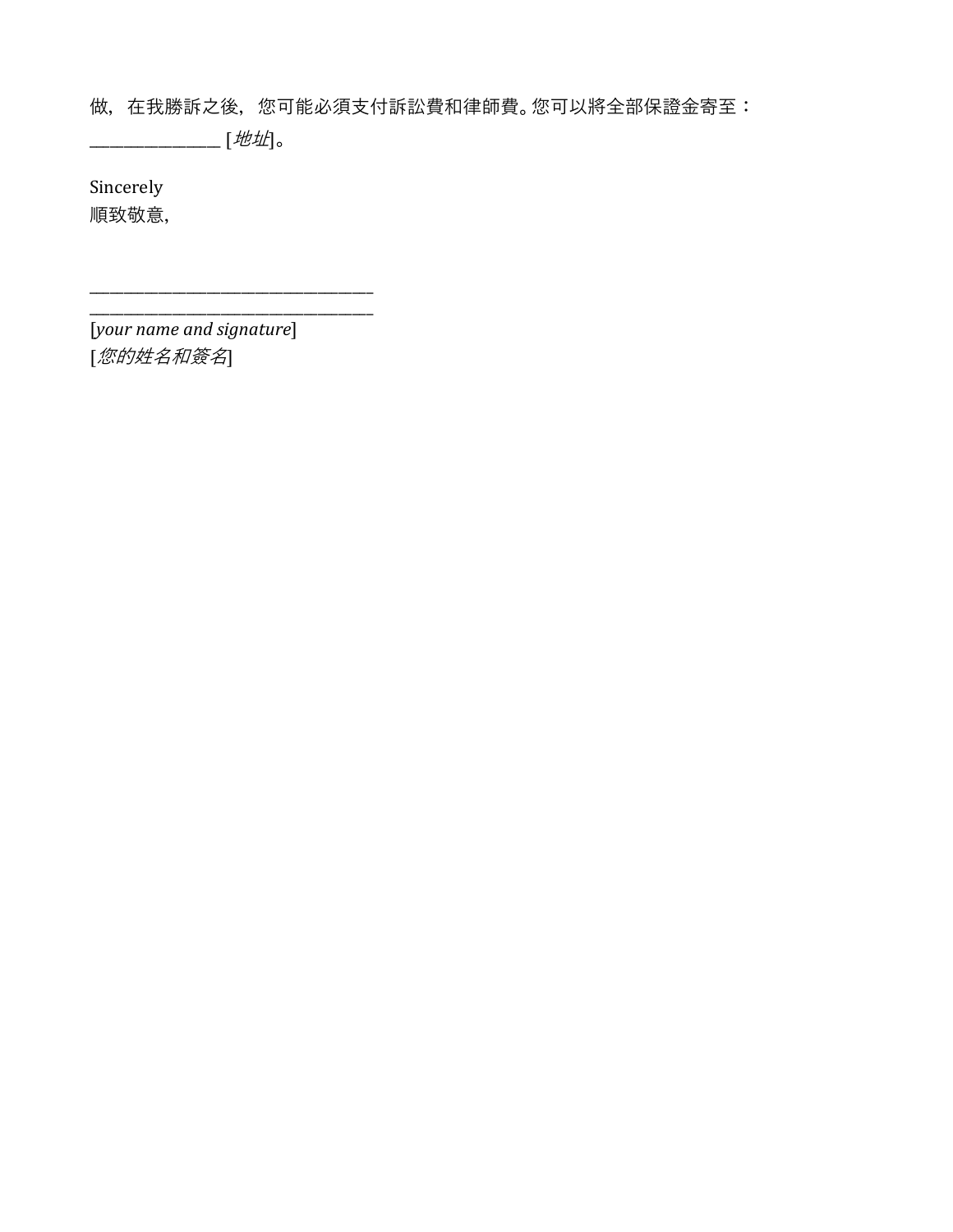做，在我勝訴之後，您可能必須支付訴訟費和律師費。您可以將全部保證金寄至：______________ [*地址*]。

Sincerely
順致敬意,

________________________________
________________________________
[*your name and signature*]
[*您的姓名和簽名*]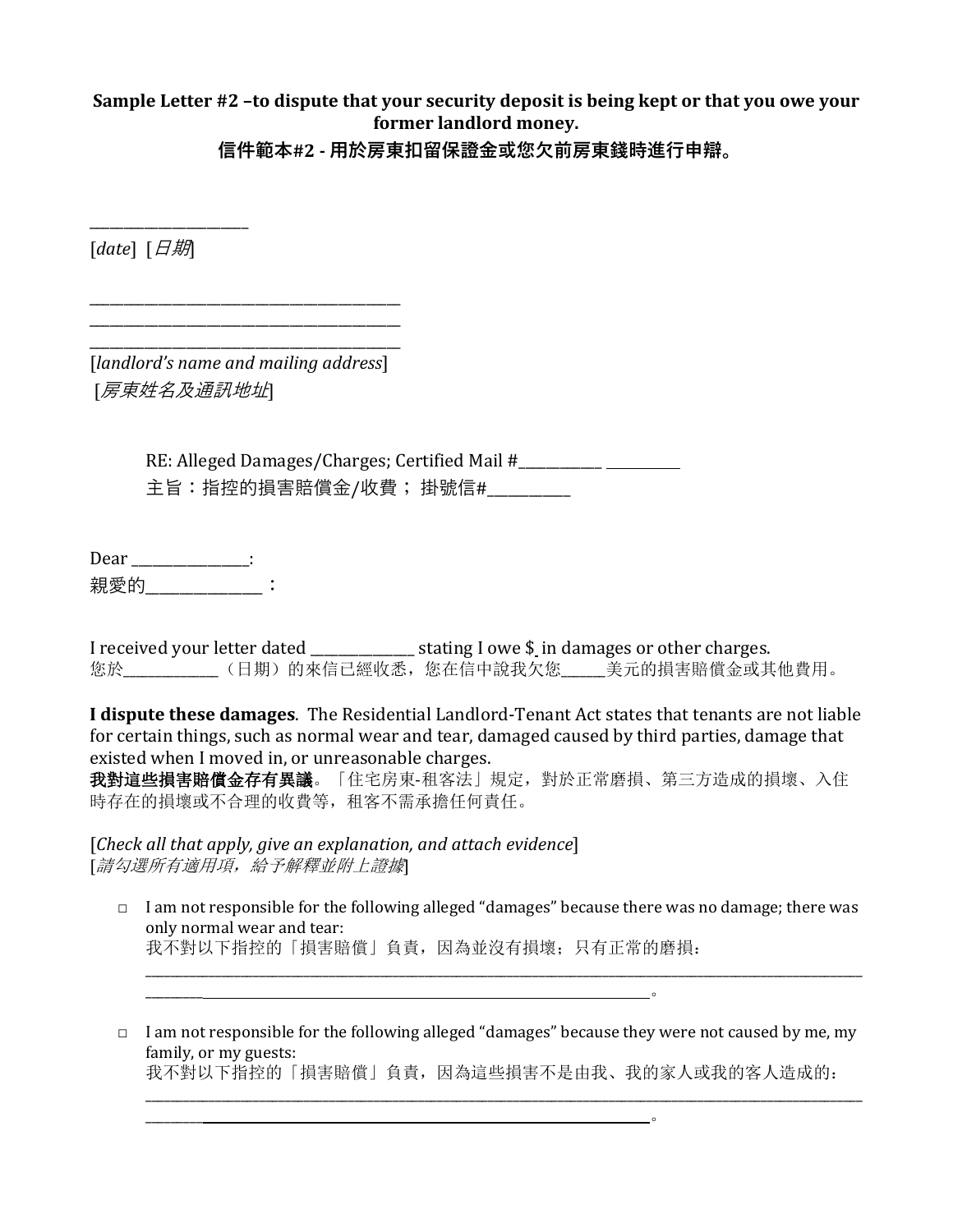**Sample Letter #2 –to dispute that your security deposit is being kept or that you owe your former landlord money.**

**信件範本#2 - 用於房東扣留保證金或您欠前房東錢時進行申辯。**

______________________

[*date*] [*日期*]

____________________________________________
____________________________________________
____________________________________________

[*landlord's name and mailing address*]
[*房東姓名及通訊地址*]

RE: Alleged Damages/Charges; Certified Mail #____________ ___________
主旨：指控的損害賠償金/收費；掛號信#____________

Dear _________________:
親愛的_________________：

I received your letter dated _______________ stating I owe $ in damages or other charges.
您於_______________（日期）的來信已經收悉，您在信中說我欠您_______美元的損害賠償金或其他費用。

**I dispute these damages**. The Residential Landlord-Tenant Act states that tenants are not liable for certain things, such as normal wear and tear, damaged caused by third parties, damage that existed when I moved in, or unreasonable charges.
**我對這些損害賠償金存有異議**。「住宅房東-租客法」規定，對於正常磨損、第三方造成的損壞、入住時存在的損壞或不合理的收費等，租客不需承擔任何責任。

[*Check all that apply, give an explanation, and attach evidence*]
[*請勾選所有適用項，給予解釋並附上證據*]

- ☐ I am not responsible for the following alleged "damages" because there was no damage; there was only normal wear and tear:
  我不對以下指控的「損害賠償」負責，因為並沒有損壞；只有正常的磨損：
  ____________________________________________________________________________________________________
  ____________________________________________________________________________。

- ☐ I am not responsible for the following alleged "damages" because they were not caused by me, my family, or my guests:
  我不對以下指控的「損害賠償」負責，因為這些損害不是由我、我的家人或我的客人造成的：
  ____________________________________________________________________________________________________
  ____________________________________________________________________________。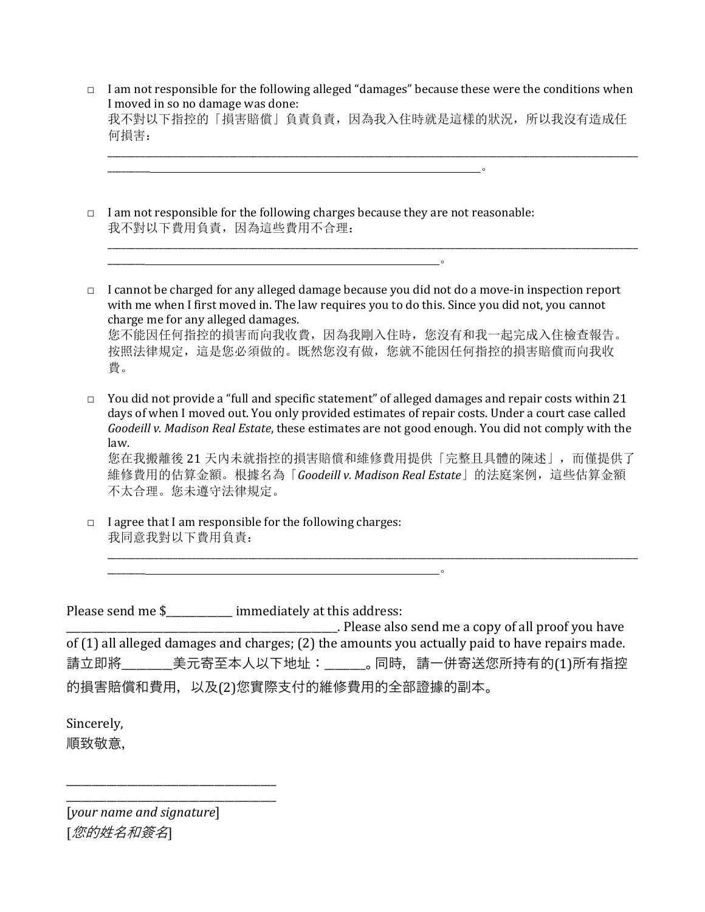□ I am not responsible for the following alleged "damages" because these were the conditions when I moved in so no damage was done:
我不對以下指控的「損害賠償」負責負責，因為我入住時就是這樣的狀況，所以我沒有造成任何損害：
_______________________________________________________________________________________________________________________________________________________________________________。

□ I am not responsible for the following charges because they are not reasonable:
我不對以下費用負責，因為這些費用不合理：
_______________________________________________________________________________________________________________________________________________________________________________。

□ I cannot be charged for any alleged damage because you did not do a move-in inspection report with me when I first moved in. The law requires you to do this. Since you did not, you cannot charge me for any alleged damages.
您不能因任何指控的損害而向我收費，因為我剛入住時，您沒有和我一起完成入住檢查報告。按照法律規定，這是您必須做的。既然您沒有做，您就不能因任何指控的損害賠償而向我收費。

□ You did not provide a "full and specific statement" of alleged damages and repair costs within 21 days of when I moved out. You only provided estimates of repair costs. Under a court case called *Goodeill v. Madison Real Estate*, these estimates are not good enough. You did not comply with the law.
您在我搬離後 21 天內未就指控的損害賠償和維修費用提供「完整且具體的陳述」，而僅提供了維修費用的估算金額。根據名為「*Goodeill v. Madison Real Estate*」的法庭案例，這些估算金額不太合理。您未遵守法律規定。

□ I agree that I am responsible for the following charges:
我同意我對以下費用負責：
_______________________________________________________________________________________________________________________________________________________________________________。

Please send me $____________ immediately at this address: _____________________________________________________. Please also send me a copy of all proof you have of (1) all alleged damages and charges; (2) the amounts you actually paid to have repairs made.
請立即將________美元寄至本人以下地址：_______。同時，請一併寄送您所持有的(1)所有指控的損害賠償和費用，以及(2)您實際支付的維修費用的全部證據的副本。

Sincerely,
順致敬意,

_________________________________________
_________________________________________
[*your name and signature*]
[*您的姓名和簽名*]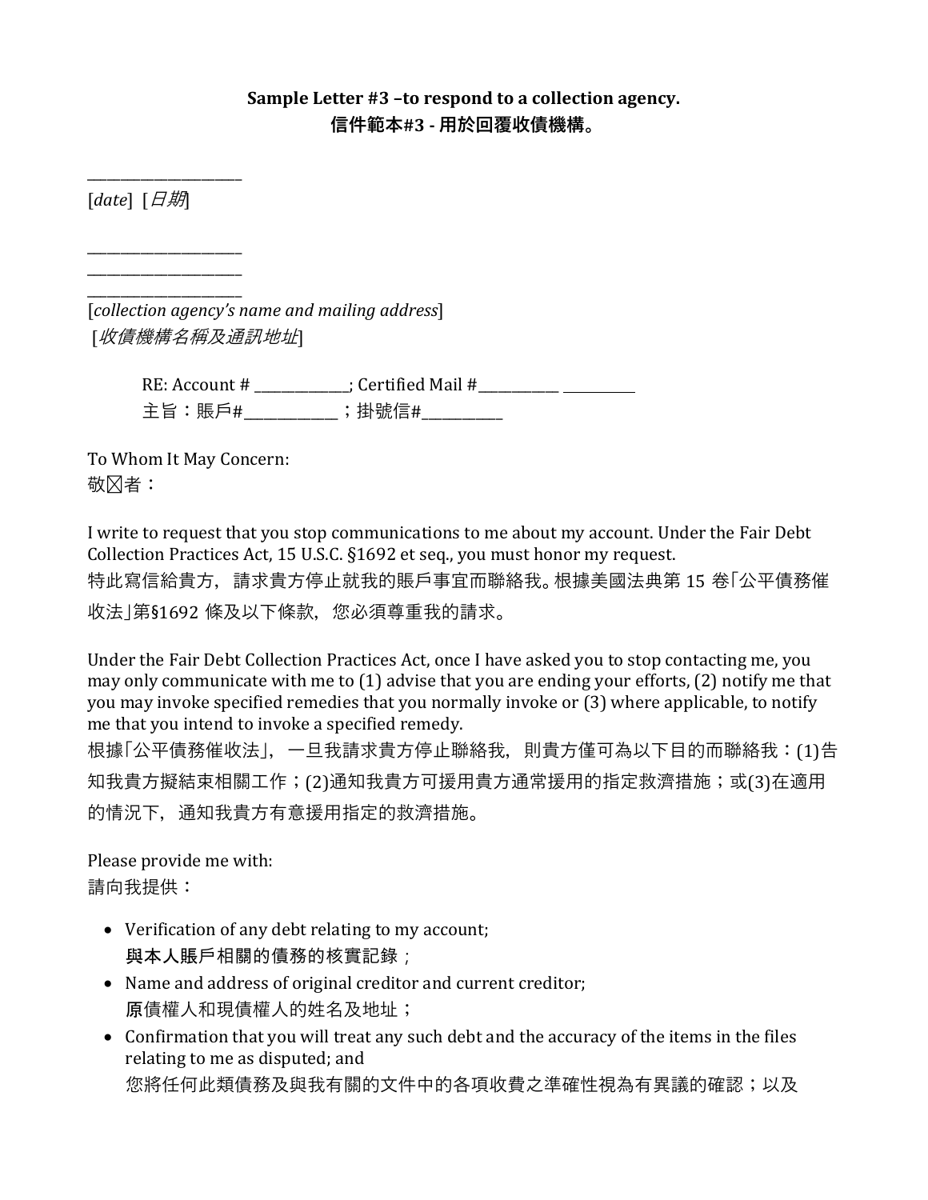**Sample Letter #3 –to respond to a collection agency.**
**信件範本#3 - 用於回覆收債機構。**

_____________________
[*date*] [*日期*]

_____________________
_____________________
_____________________
[*collection agency's name and mailing address*]
[*收債機構名稱及通訊地址*]

RE: Account # _____________; Certified Mail #___________ __________
主旨：賬戶#_____________；掛號信#___________

To Whom It May Concern:
敬⊠者：

I write to request that you stop communications to me about my account. Under the Fair Debt Collection Practices Act, 15 U.S.C. §1692 et seq., you must honor my request.
特此寫信給貴方，請求貴方停止就我的賬戶事宜而聯絡我。根據美國法典第 15 卷「公平債務催收法」第§1692 條及以下條款，您必須尊重我的請求。

Under the Fair Debt Collection Practices Act, once I have asked you to stop contacting me, you may only communicate with me to (1) advise that you are ending your efforts, (2) notify me that you may invoke specified remedies that you normally invoke or (3) where applicable, to notify me that you intend to invoke a specified remedy.
根據「公平債務催收法」，一旦我請求貴方停止聯絡我，則貴方僅可為以下目的而聯絡我：(1)告知我貴方擬結束相關工作；(2)通知我貴方可援用貴方通常援用的指定救濟措施；或(3)在適用的情況下，通知我貴方有意援用指定的救濟措施。

Please provide me with:
請向我提供：

- Verification of any debt relating to my account;
  與本人賬戶相關的債務的核實記錄；
- Name and address of original creditor and current creditor;
  原債權人和現債權人的姓名及地址；
- Confirmation that you will treat any such debt and the accuracy of the items in the files relating to me as disputed; and
  您將任何此類債務及與我有關的文件中的各項收費之準確性視為有異議的確認；以及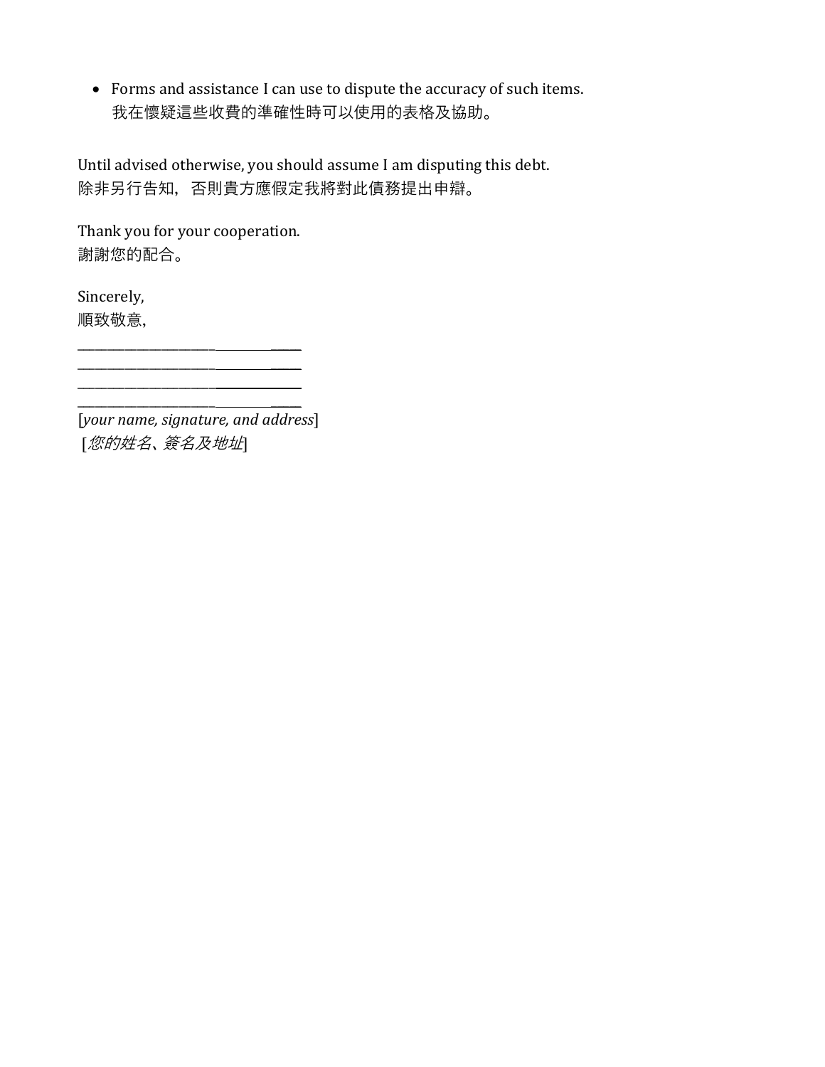- Forms and assistance I can use to dispute the accuracy of such items.
  我在懷疑這些收費的準確性時可以使用的表格及協助。

Until advised otherwise, you should assume I am disputing this debt.
除非另行告知，否則貴方應假定我將對此債務提出申辯。

Thank you for your cooperation.
謝謝您的配合。

Sincerely,
順致敬意,

______________________________
______________________________
______________________________
______________________________
[*your name, signature, and address*]
[*您的姓名*、*簽名及地址*]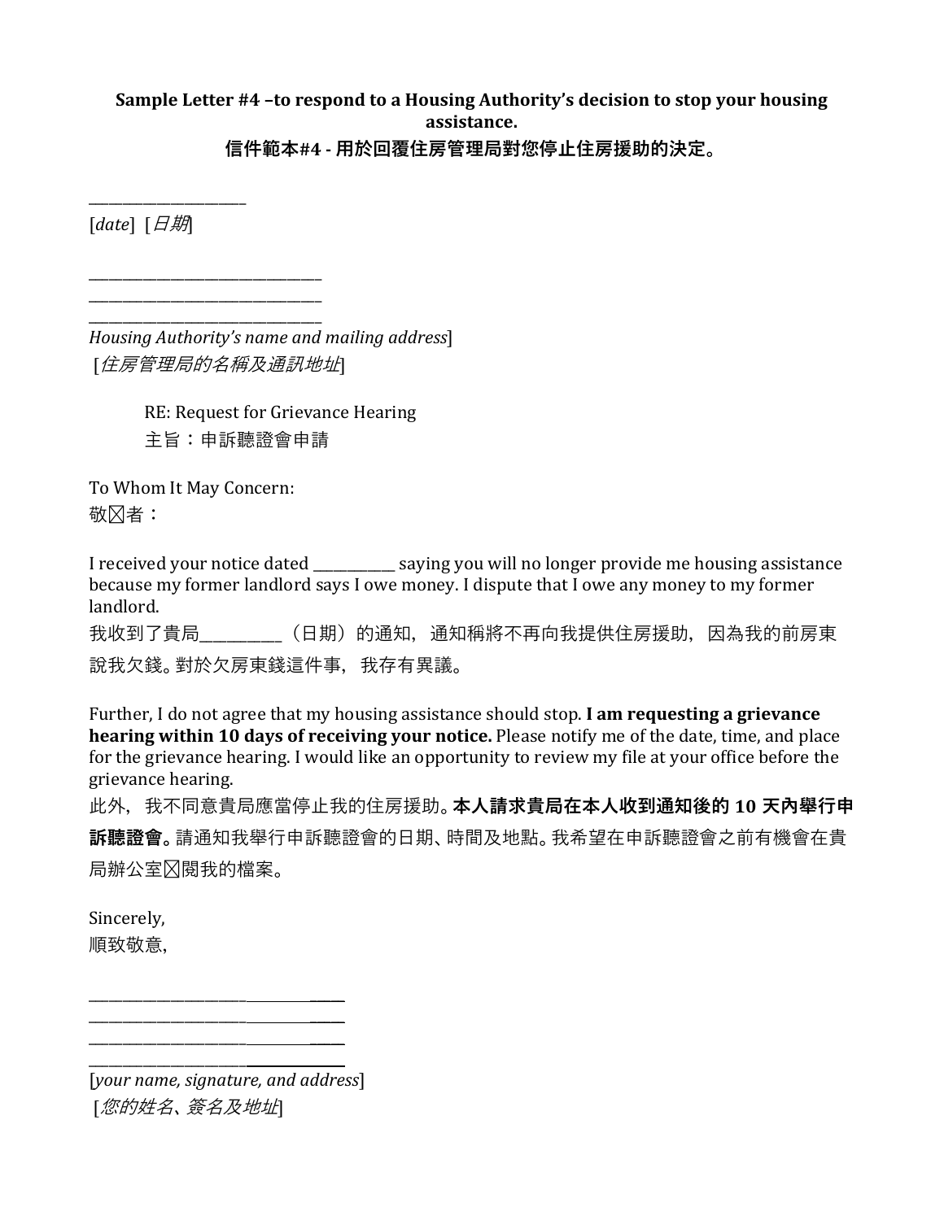**Sample Letter #4 –to respond to a Housing Authority's decision to stop your housing assistance.**

**信件範本#4 - 用於回覆住房管理局對您停止住房援助的決定。**

______________________

[*date*] [*日期*]

________________________________
________________________________
________________________________
*Housing Authority's name and mailing address*]
[*住房管理局的名稱及通訊地址*]

RE: Request for Grievance Hearing
主旨：申訴聽證會申請

To Whom It May Concern:
敬⊠者：

I received your notice dated ___________ saying you will no longer provide me housing assistance because my former landlord says I owe money. I dispute that I owe any money to my former landlord.

我收到了貴局___________（日期）的通知，通知稱將不再向我提供住房援助，因為我的前房東說我欠錢。對於欠房東錢這件事，我存有異議。

Further, I do not agree that my housing assistance should stop. **I am requesting a grievance hearing within 10 days of receiving your notice.** Please notify me of the date, time, and place for the grievance hearing. I would like an opportunity to review my file at your office before the grievance hearing.

此外，我不同意貴局應當停止我的住房援助。**本人請求貴局在本人收到通知後的 10 天內舉行申訴聽證會。**請通知我舉行申訴聽證會的日期、時間及地點。我希望在申訴聽證會之前有機會在貴局辦公室⊠閱我的檔案。

Sincerely,
順致敬意,

________________________________
________________________________
________________________________
________________________________
[*your name, signature, and address*]
[*您的姓名*、*簽名及地址*]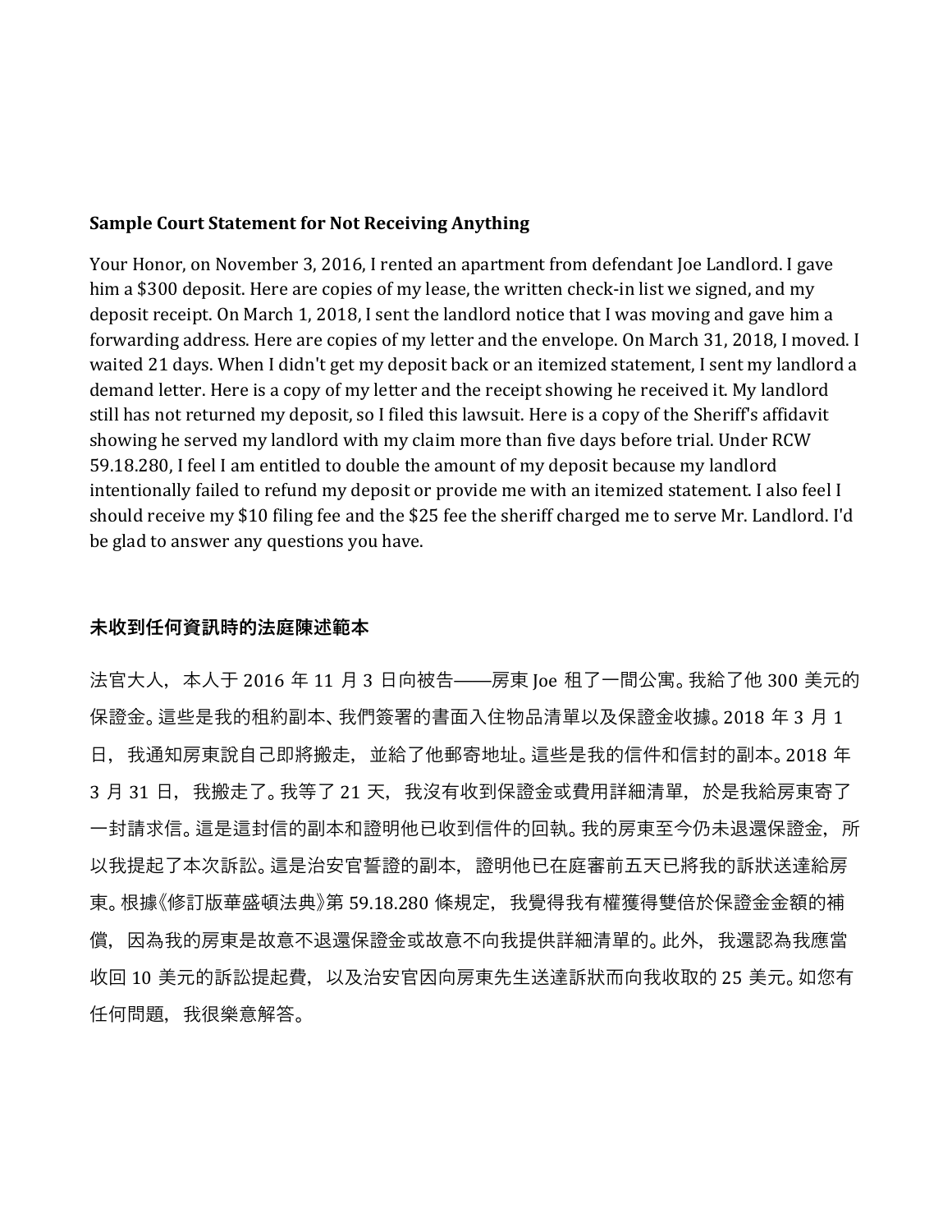**Sample Court Statement for Not Receiving Anything**

Your Honor, on November 3, 2016, I rented an apartment from defendant Joe Landlord. I gave him a $300 deposit. Here are copies of my lease, the written check-in list we signed, and my deposit receipt. On March 1, 2018, I sent the landlord notice that I was moving and gave him a forwarding address. Here are copies of my letter and the envelope. On March 31, 2018, I moved. I waited 21 days. When I didn't get my deposit back or an itemized statement, I sent my landlord a demand letter. Here is a copy of my letter and the receipt showing he received it. My landlord still has not returned my deposit, so I filed this lawsuit. Here is a copy of the Sheriff's affidavit showing he served my landlord with my claim more than five days before trial. Under RCW 59.18.280, I feel I am entitled to double the amount of my deposit because my landlord intentionally failed to refund my deposit or provide me with an itemized statement. I also feel I should receive my $10 filing fee and the $25 fee the sheriff charged me to serve Mr. Landlord. I'd be glad to answer any questions you have.

**未收到任何資訊時的法庭陳述範本**

法官大人，本人于 2016 年 11 月 3 日向被告——房東 Joe 租了一間公寓。我給了他 300 美元的保證金。這些是我的租約副本、我們簽署的書面入住物品清單以及保證金收據。2018 年 3 月 1 日，我通知房東說自己即將搬走，並給了他郵寄地址。這些是我的信件和信封的副本。2018 年 3 月 31 日，我搬走了。我等了 21 天，我沒有收到保證金或費用詳細清單，於是我給房東寄了一封請求信。這是這封信的副本和證明他已收到信件的回執。我的房東至今仍未退還保證金，所以我提起了本次訴訟。這是治安官誓證的副本，證明他已在庭審前五天已將我的訴狀送達給房東。根據《修訂版華盛頓法典》第 59.18.280 條規定，我覺得我有權獲得雙倍於保證金金額的補償，因為我的房東是故意不退還保證金或故意不向我提供詳細清單的。此外，我還認為我應當收回 10 美元的訴訟提起費，以及治安官因向房東先生送達訴狀而向我收取的 25 美元。如您有任何問題，我很樂意解答。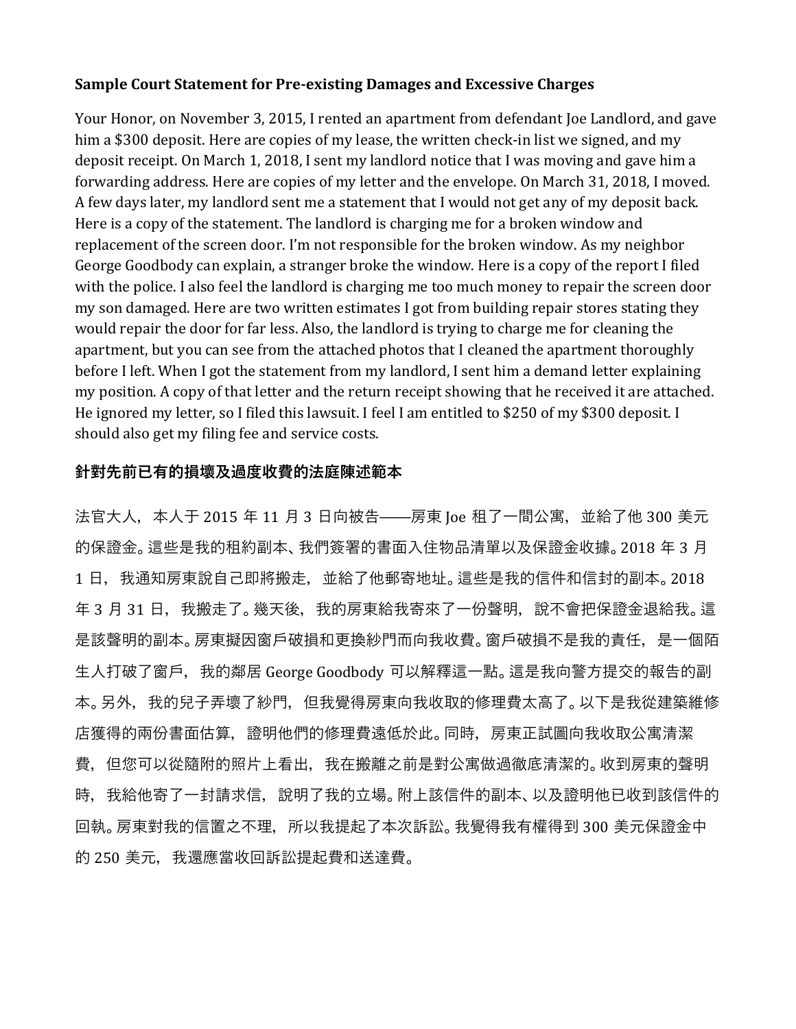**Sample Court Statement for Pre-existing Damages and Excessive Charges**

Your Honor, on November 3, 2015, I rented an apartment from defendant Joe Landlord, and gave him a $300 deposit. Here are copies of my lease, the written check-in list we signed, and my deposit receipt. On March 1, 2018, I sent my landlord notice that I was moving and gave him a forwarding address. Here are copies of my letter and the envelope. On March 31, 2018, I moved. A few days later, my landlord sent me a statement that I would not get any of my deposit back. Here is a copy of the statement. The landlord is charging me for a broken window and replacement of the screen door. I'm not responsible for the broken window. As my neighbor George Goodbody can explain, a stranger broke the window. Here is a copy of the report I filed with the police. I also feel the landlord is charging me too much money to repair the screen door my son damaged. Here are two written estimates I got from building repair stores stating they would repair the door for far less. Also, the landlord is trying to charge me for cleaning the apartment, but you can see from the attached photos that I cleaned the apartment thoroughly before I left. When I got the statement from my landlord, I sent him a demand letter explaining my position. A copy of that letter and the return receipt showing that he received it are attached. He ignored my letter, so I filed this lawsuit. I feel I am entitled to $250 of my $300 deposit. I should also get my filing fee and service costs.

**針對先前已有的損壞及過度收費的法庭陳述範本**

法官大人，本人于 2015 年 11 月 3 日向被告——房東 Joe 租了一間公寓，並給了他 300 美元的保證金。這些是我的租約副本、我們簽署的書面入住物品清單以及保證金收據。2018 年 3 月 1 日，我通知房東說自己即將搬走，並給了他郵寄地址。這些是我的信件和信封的副本。2018 年 3 月 31 日，我搬走了。幾天後，我的房東給我寄來了一份聲明，說不會把保證金退給我。這是該聲明的副本。房東擬因窗戶破損和更換紗門而向我收費。窗戶破損不是我的責任，是一個陌生人打破了窗戶，我的鄰居 George Goodbody 可以解釋這一點。這是我向警方提交的報告的副本。另外，我的兒子弄壞了紗門，但我覺得房東向我收取的修理費太高了。以下是我從建築維修店獲得的兩份書面估算，證明他們的修理費遠低於此。同時，房東正試圖向我收取公寓清潔費，但您可以從隨附的照片上看出，我在搬離之前是對公寓做過徹底清潔的。收到房東的聲明時，我給他寄了一封請求信，說明了我的立場。附上該信件的副本、以及證明他已收到該信件的回執。房東對我的信置之不理，所以我提起了本次訴訟。我覺得我有權得到 300 美元保證金中的 250 美元，我還應當收回訴訟提起費和送達費。